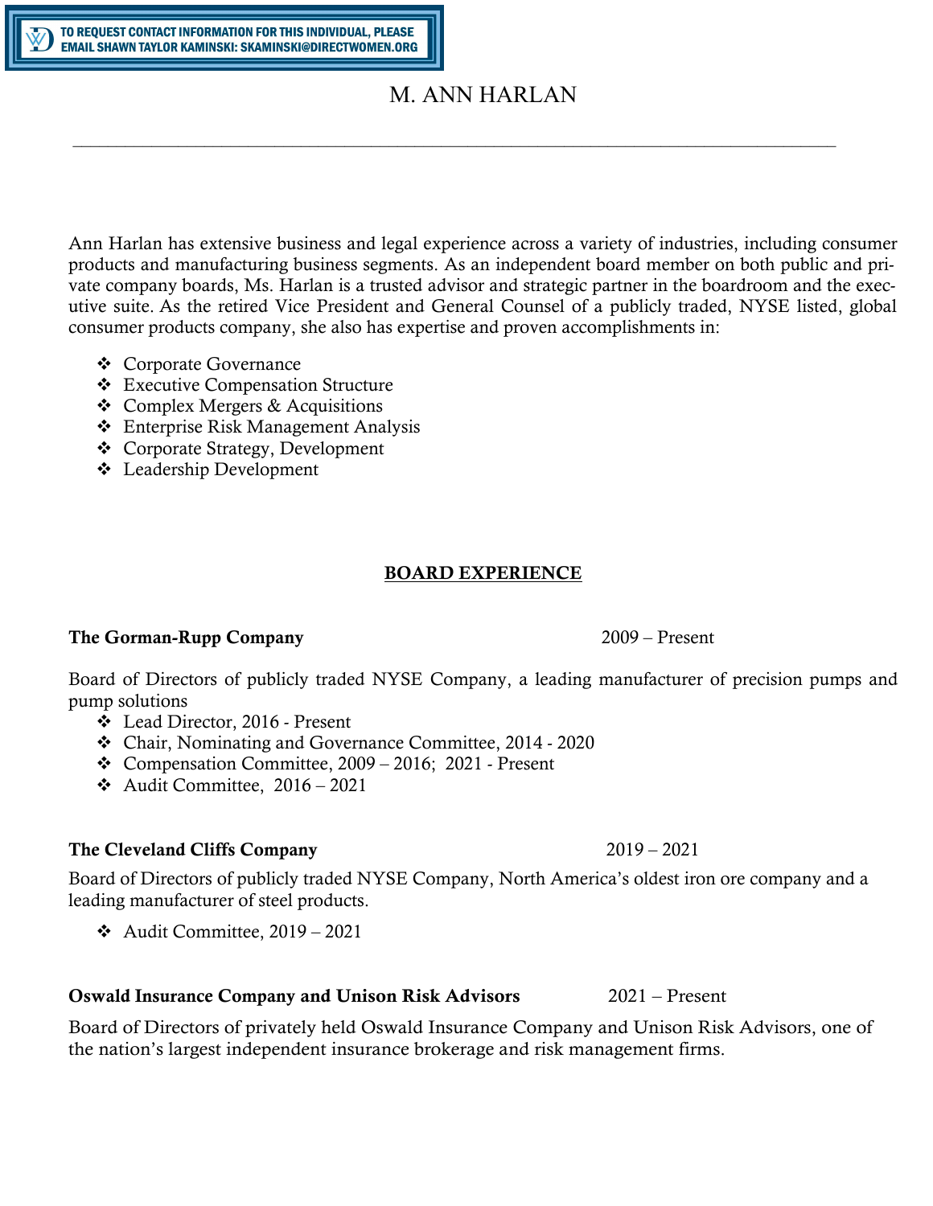TO REQUEST CONTACT INFORMATION FOR THIS INDIVIDUAL, PLEASE EMAIL SHAWN TAYLOR KAMINSKI: SKAMINSKI@DIRECTWOMEN.ORG

# M. ANN HARLAN

---

Ann Harlan has extensive business and legal experience across a variety of industries, including consumer products and manufacturing business segments. As an independent board member on both public and private company boards, Ms. Harlan is a trusted advisor and strategic partner in the boardroom and the executive suite. As the retired Vice President and General Counsel of a publicly traded, NYSE listed, global consumer products company, she also has expertise and proven accomplishments in:

- Corporate Governance
- Executive Compensation Structure
- Complex Mergers & Acquisitions
- Enterprise Risk Management Analysis
- Corporate Strategy, Development
- Leadership Development

## BOARD EXPERIENCE

**The Gorman-Rupp Company** 2009 – Present

Board of Directors of publicly traded NYSE Company, a leading manufacturer of precision pumps and pump solutions

- Lead Director, 2016 - Present
- Chair, Nominating and Governance Committee, 2014 - 2020
- Compensation Committee, 2009 – 2016; 2021 - Present
- Audit Committee, 2016 – 2021

**The Cleveland Cliffs Company** 2019 – 2021

Board of Directors of publicly traded NYSE Company, North America's oldest iron ore company and a leading manufacturer of steel products.

- Audit Committee, 2019 – 2021

**Oswald Insurance Company and Unison Risk Advisors** 2021 – Present

Board of Directors of privately held Oswald Insurance Company and Unison Risk Advisors, one of the nation's largest independent insurance brokerage and risk management firms.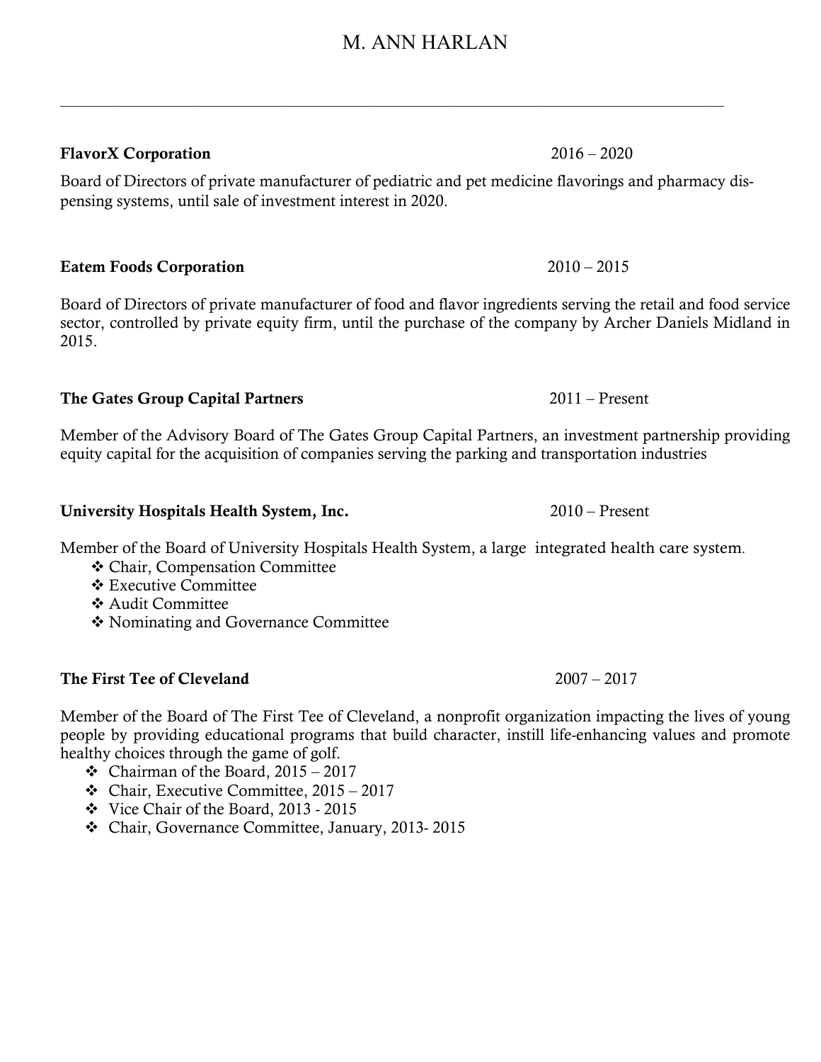# M. ANN HARLAN

---

**FlavorX Corporation** 2016 – 2020

Board of Directors of private manufacturer of pediatric and pet medicine flavorings and pharmacy dispensing systems, until sale of investment interest in 2020.

**Eatem Foods Corporation** 2010 – 2015

Board of Directors of private manufacturer of food and flavor ingredients serving the retail and food service sector, controlled by private equity firm, until the purchase of the company by Archer Daniels Midland in 2015.

**The Gates Group Capital Partners** 2011 – Present

Member of the Advisory Board of The Gates Group Capital Partners, an investment partnership providing equity capital for the acquisition of companies serving the parking and transportation industries

**University Hospitals Health System, Inc.** 2010 – Present

Member of the Board of University Hospitals Health System, a large integrated health care system.

- ❖ Chair, Compensation Committee
- ❖ Executive Committee
- ❖ Audit Committee
- ❖ Nominating and Governance Committee

**The First Tee of Cleveland** 2007 – 2017

Member of the Board of The First Tee of Cleveland, a nonprofit organization impacting the lives of young people by providing educational programs that build character, instill life-enhancing values and promote healthy choices through the game of golf.

- ❖ Chairman of the Board, 2015 – 2017
- ❖ Chair, Executive Committee, 2015 – 2017
- ❖ Vice Chair of the Board, 2013 - 2015
- ❖ Chair, Governance Committee, January, 2013- 2015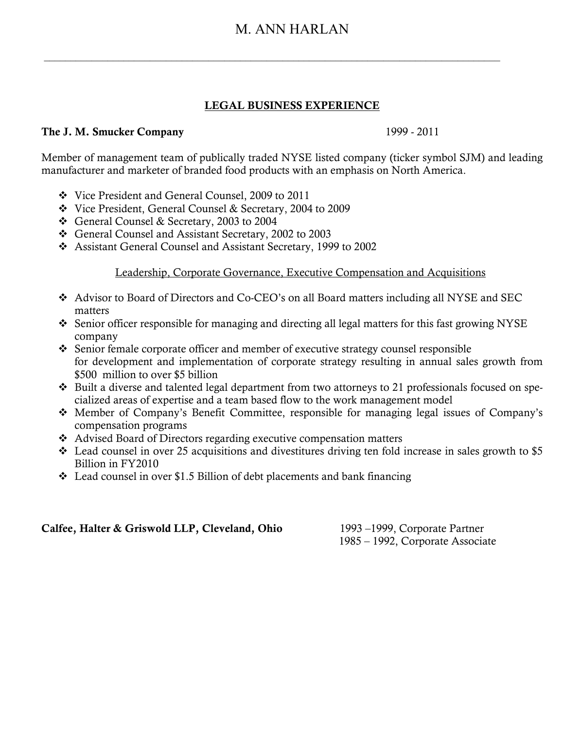# M. ANN HARLAN

## LEGAL BUSINESS EXPERIENCE

**The J. M. Smucker Company** 1999 - 2011

Member of management team of publically traded NYSE listed company (ticker symbol SJM) and leading manufacturer and marketer of branded food products with an emphasis on North America.

- Vice President and General Counsel, 2009 to 2011
- Vice President, General Counsel & Secretary, 2004 to 2009
- General Counsel & Secretary, 2003 to 2004
- General Counsel and Assistant Secretary, 2002 to 2003
- Assistant General Counsel and Assistant Secretary, 1999 to 2002

Leadership, Corporate Governance, Executive Compensation and Acquisitions

- Advisor to Board of Directors and Co-CEO's on all Board matters including all NYSE and SEC matters
- Senior officer responsible for managing and directing all legal matters for this fast growing NYSE company
- Senior female corporate officer and member of executive strategy counsel responsible for development and implementation of corporate strategy resulting in annual sales growth from $500 million to over $5 billion
- Built a diverse and talented legal department from two attorneys to 21 professionals focused on specialized areas of expertise and a team based flow to the work management model
- Member of Company's Benefit Committee, responsible for managing legal issues of Company's compensation programs
- Advised Board of Directors regarding executive compensation matters
- Lead counsel in over 25 acquisitions and divestitures driving ten fold increase in sales growth to $5 Billion in FY2010
- Lead counsel in over $1.5 Billion of debt placements and bank financing

**Calfee, Halter & Griswold LLP, Cleveland, Ohio** 1993 –1999, Corporate Partner
1985 – 1992, Corporate Associate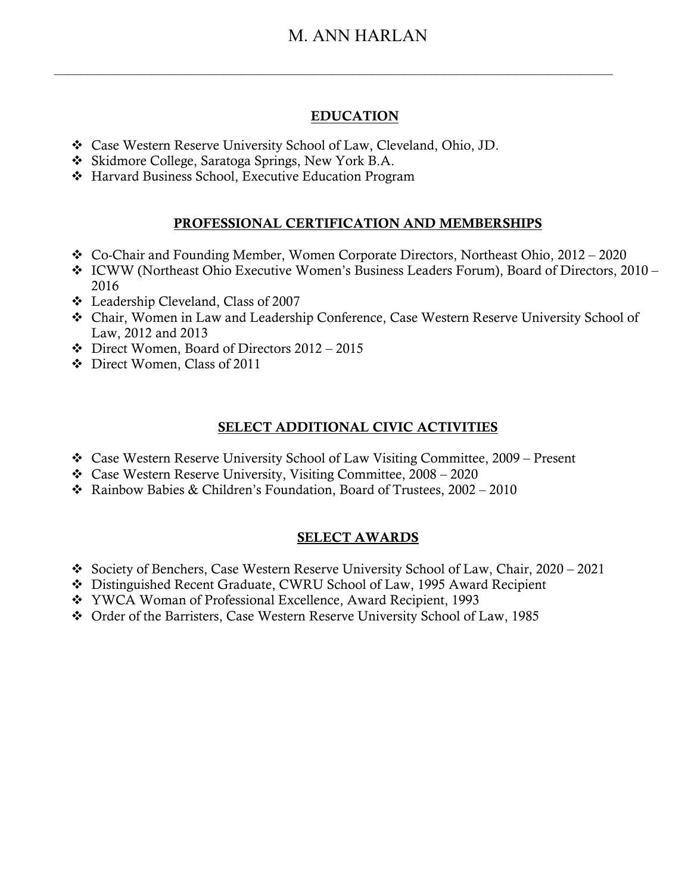# M. ANN HARLAN

## EDUCATION

- Case Western Reserve University School of Law, Cleveland, Ohio, JD.
- Skidmore College, Saratoga Springs, New York B.A.
- Harvard Business School, Executive Education Program

## PROFESSIONAL CERTIFICATION AND MEMBERSHIPS

- Co-Chair and Founding Member, Women Corporate Directors, Northeast Ohio, 2012 – 2020
- ICWW (Northeast Ohio Executive Women's Business Leaders Forum), Board of Directors, 2010 – 2016
- Leadership Cleveland, Class of 2007
- Chair, Women in Law and Leadership Conference, Case Western Reserve University School of Law, 2012 and 2013
- Direct Women, Board of Directors 2012 – 2015
- Direct Women, Class of 2011

## SELECT ADDITIONAL CIVIC ACTIVITIES

- Case Western Reserve University School of Law Visiting Committee, 2009 – Present
- Case Western Reserve University, Visiting Committee, 2008 – 2020
- Rainbow Babies & Children's Foundation, Board of Trustees, 2002 – 2010

## SELECT AWARDS

- Society of Benchers, Case Western Reserve University School of Law, Chair, 2020 – 2021
- Distinguished Recent Graduate, CWRU School of Law, 1995 Award Recipient
- YWCA Woman of Professional Excellence, Award Recipient, 1993
- Order of the Barristers, Case Western Reserve University School of Law, 1985